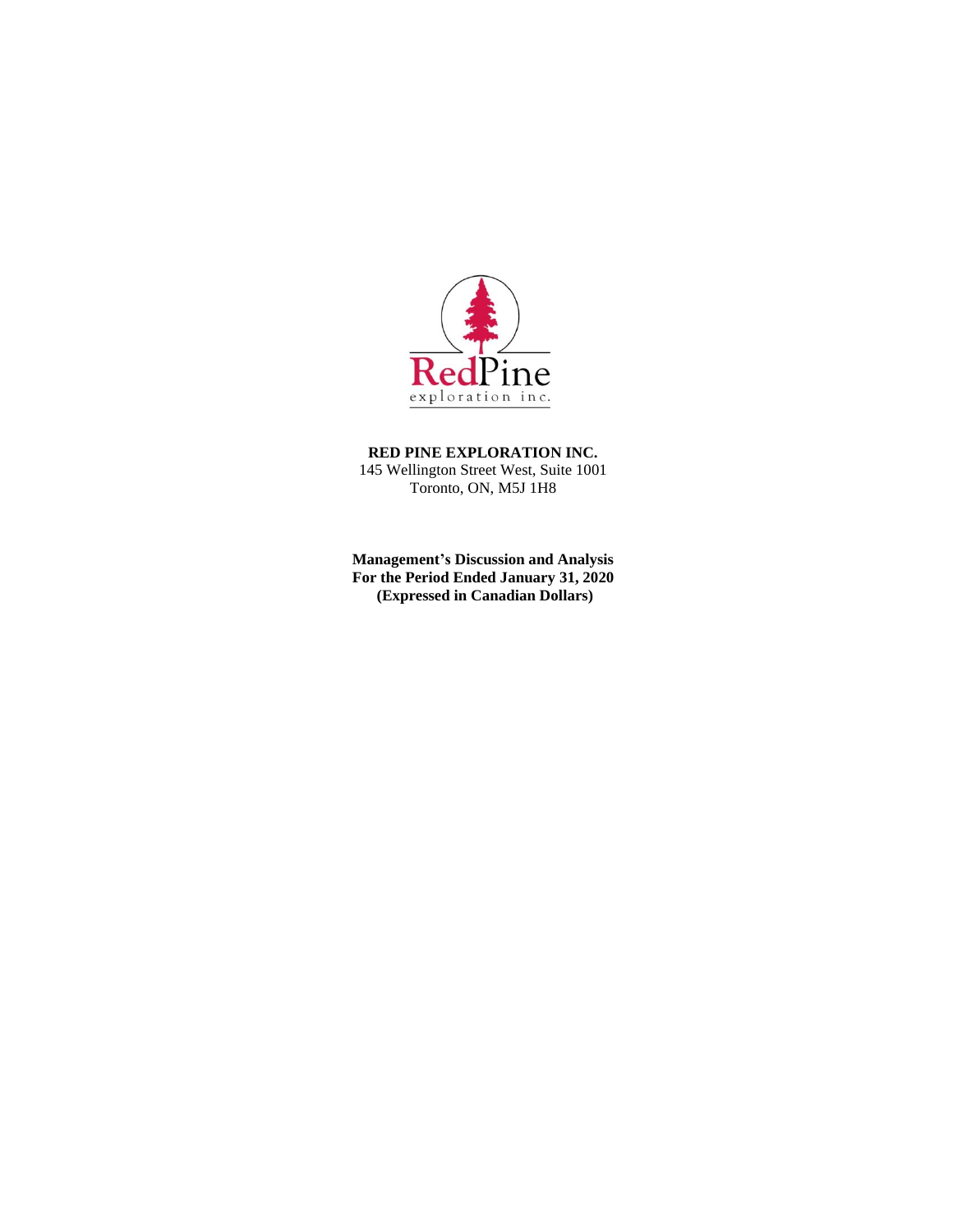RedPine
exploration inc.

**RED PINE EXPLORATION INC.**

145 Wellington Street West, Suite 1001
Toronto, ON, M5J 1H8

**Management's Discussion and Analysis**
**For the Period Ended January 31, 2020**
**(Expressed in Canadian Dollars)**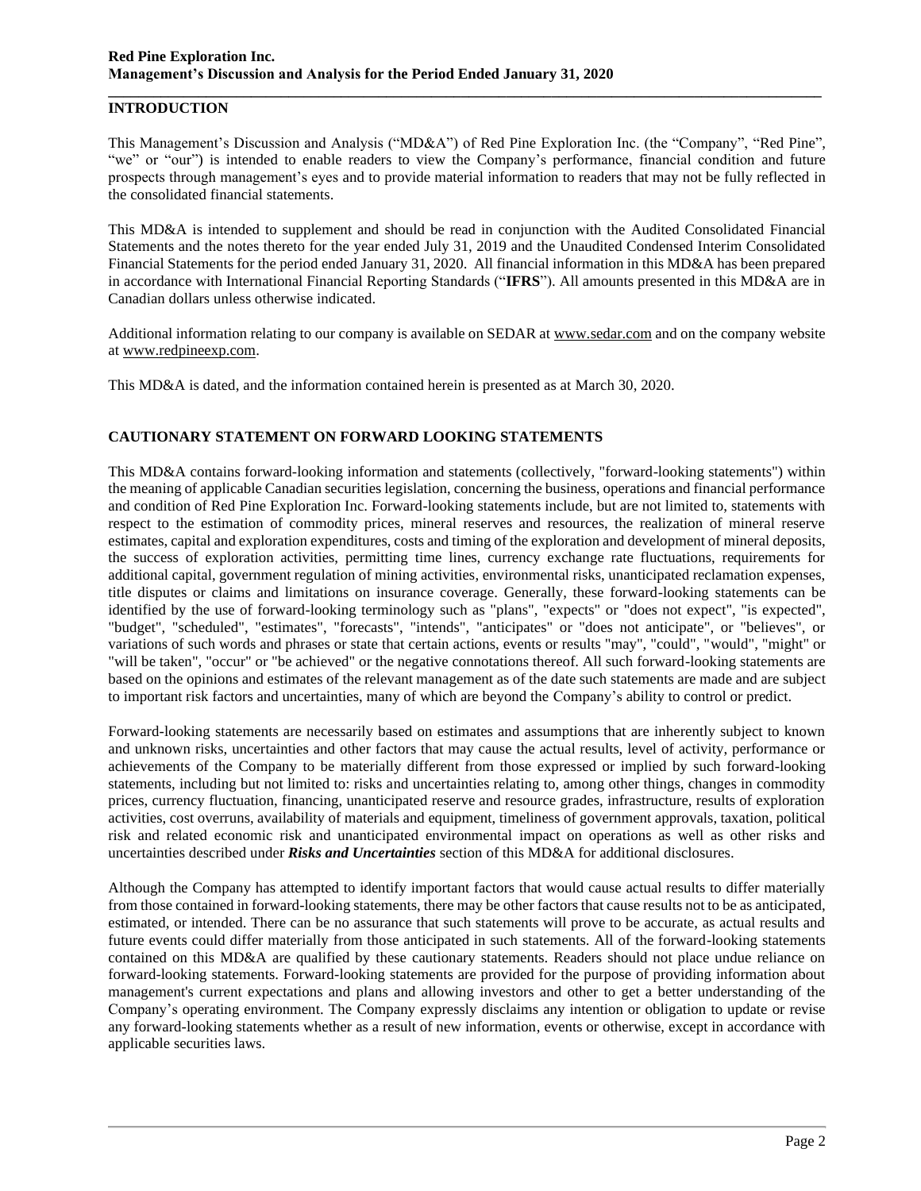## INTRODUCTION

This Management's Discussion and Analysis ("MD&A") of Red Pine Exploration Inc. (the "Company", "Red Pine", "we" or "our") is intended to enable readers to view the Company's performance, financial condition and future prospects through management's eyes and to provide material information to readers that may not be fully reflected in the consolidated financial statements.

This MD&A is intended to supplement and should be read in conjunction with the Audited Consolidated Financial Statements and the notes thereto for the year ended July 31, 2019 and the Unaudited Condensed Interim Consolidated Financial Statements for the period ended January 31, 2020. All financial information in this MD&A has been prepared in accordance with International Financial Reporting Standards ("**IFRS**"). All amounts presented in this MD&A are in Canadian dollars unless otherwise indicated.

Additional information relating to our company is available on SEDAR at www.sedar.com and on the company website at www.redpineexp.com.

This MD&A is dated, and the information contained herein is presented as at March 30, 2020.

## CAUTIONARY STATEMENT ON FORWARD LOOKING STATEMENTS

This MD&A contains forward-looking information and statements (collectively, "forward-looking statements") within the meaning of applicable Canadian securities legislation, concerning the business, operations and financial performance and condition of Red Pine Exploration Inc. Forward-looking statements include, but are not limited to, statements with respect to the estimation of commodity prices, mineral reserves and resources, the realization of mineral reserve estimates, capital and exploration expenditures, costs and timing of the exploration and development of mineral deposits, the success of exploration activities, permitting time lines, currency exchange rate fluctuations, requirements for additional capital, government regulation of mining activities, environmental risks, unanticipated reclamation expenses, title disputes or claims and limitations on insurance coverage. Generally, these forward-looking statements can be identified by the use of forward-looking terminology such as "plans", "expects" or "does not expect", "is expected", "budget", "scheduled", "estimates", "forecasts", "intends", "anticipates" or "does not anticipate", or "believes", or variations of such words and phrases or state that certain actions, events or results "may", "could", "would", "might" or "will be taken", "occur" or "be achieved" or the negative connotations thereof. All such forward-looking statements are based on the opinions and estimates of the relevant management as of the date such statements are made and are subject to important risk factors and uncertainties, many of which are beyond the Company's ability to control or predict.

Forward-looking statements are necessarily based on estimates and assumptions that are inherently subject to known and unknown risks, uncertainties and other factors that may cause the actual results, level of activity, performance or achievements of the Company to be materially different from those expressed or implied by such forward-looking statements, including but not limited to: risks and uncertainties relating to, among other things, changes in commodity prices, currency fluctuation, financing, unanticipated reserve and resource grades, infrastructure, results of exploration activities, cost overruns, availability of materials and equipment, timeliness of government approvals, taxation, political risk and related economic risk and unanticipated environmental impact on operations as well as other risks and uncertainties described under ***Risks and Uncertainties*** section of this MD&A for additional disclosures.

Although the Company has attempted to identify important factors that would cause actual results to differ materially from those contained in forward-looking statements, there may be other factors that cause results not to be as anticipated, estimated, or intended. There can be no assurance that such statements will prove to be accurate, as actual results and future events could differ materially from those anticipated in such statements. All of the forward-looking statements contained on this MD&A are qualified by these cautionary statements. Readers should not place undue reliance on forward-looking statements. Forward-looking statements are provided for the purpose of providing information about management's current expectations and plans and allowing investors and other to get a better understanding of the Company's operating environment. The Company expressly disclaims any intention or obligation to update or revise any forward-looking statements whether as a result of new information, events or otherwise, except in accordance with applicable securities laws.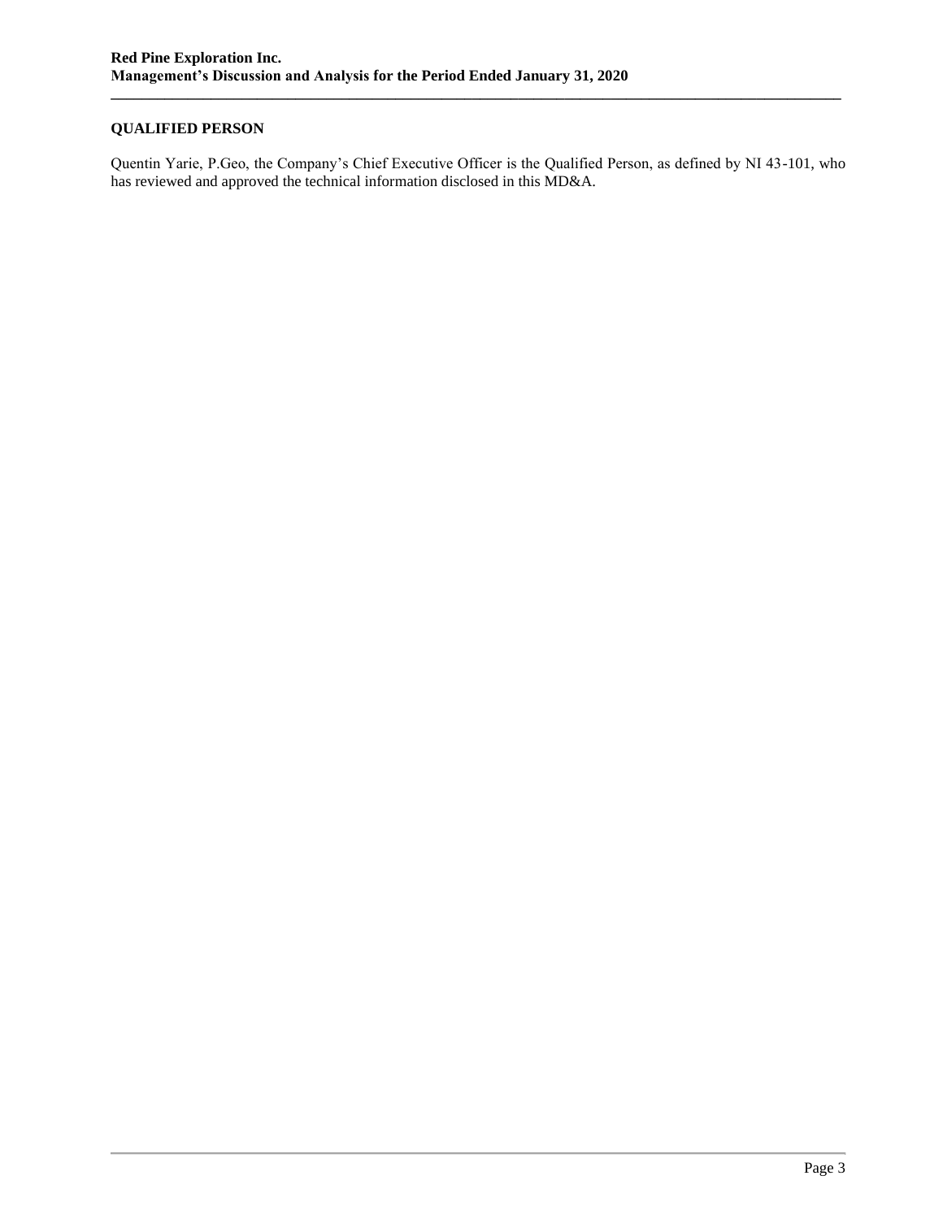## QUALIFIED PERSON

Quentin Yarie, P.Geo, the Company's Chief Executive Officer is the Qualified Person, as defined by NI 43-101, who has reviewed and approved the technical information disclosed in this MD&A.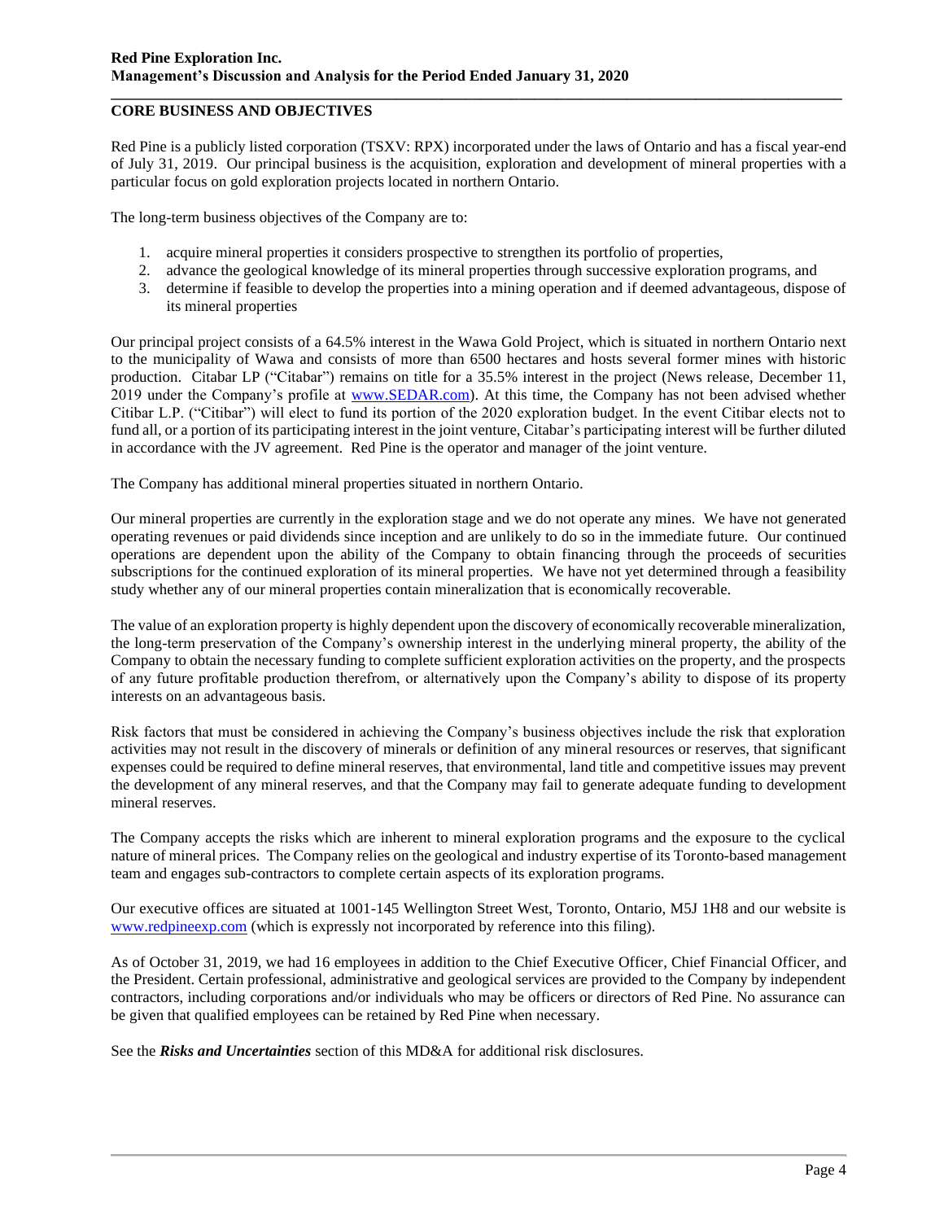## CORE BUSINESS AND OBJECTIVES

Red Pine is a publicly listed corporation (TSXV: RPX) incorporated under the laws of Ontario and has a fiscal year-end of July 31, 2019. Our principal business is the acquisition, exploration and development of mineral properties with a particular focus on gold exploration projects located in northern Ontario.

The long-term business objectives of the Company are to:

1. acquire mineral properties it considers prospective to strengthen its portfolio of properties,
2. advance the geological knowledge of its mineral properties through successive exploration programs, and
3. determine if feasible to develop the properties into a mining operation and if deemed advantageous, dispose of its mineral properties

Our principal project consists of a 64.5% interest in the Wawa Gold Project, which is situated in northern Ontario next to the municipality of Wawa and consists of more than 6500 hectares and hosts several former mines with historic production. Citabar LP ("Citabar") remains on title for a 35.5% interest in the project (News release, December 11, 2019 under the Company's profile at www.SEDAR.com). At this time, the Company has not been advised whether Citibar L.P. ("Citibar") will elect to fund its portion of the 2020 exploration budget. In the event Citibar elects not to fund all, or a portion of its participating interest in the joint venture, Citabar's participating interest will be further diluted in accordance with the JV agreement. Red Pine is the operator and manager of the joint venture.

The Company has additional mineral properties situated in northern Ontario.

Our mineral properties are currently in the exploration stage and we do not operate any mines. We have not generated operating revenues or paid dividends since inception and are unlikely to do so in the immediate future. Our continued operations are dependent upon the ability of the Company to obtain financing through the proceeds of securities subscriptions for the continued exploration of its mineral properties. We have not yet determined through a feasibility study whether any of our mineral properties contain mineralization that is economically recoverable.

The value of an exploration property is highly dependent upon the discovery of economically recoverable mineralization, the long-term preservation of the Company's ownership interest in the underlying mineral property, the ability of the Company to obtain the necessary funding to complete sufficient exploration activities on the property, and the prospects of any future profitable production therefrom, or alternatively upon the Company's ability to dispose of its property interests on an advantageous basis.

Risk factors that must be considered in achieving the Company's business objectives include the risk that exploration activities may not result in the discovery of minerals or definition of any mineral resources or reserves, that significant expenses could be required to define mineral reserves, that environmental, land title and competitive issues may prevent the development of any mineral reserves, and that the Company may fail to generate adequate funding to development mineral reserves.

The Company accepts the risks which are inherent to mineral exploration programs and the exposure to the cyclical nature of mineral prices. The Company relies on the geological and industry expertise of its Toronto-based management team and engages sub-contractors to complete certain aspects of its exploration programs.

Our executive offices are situated at 1001-145 Wellington Street West, Toronto, Ontario, M5J 1H8 and our website is www.redpineexp.com (which is expressly not incorporated by reference into this filing).

As of October 31, 2019, we had 16 employees in addition to the Chief Executive Officer, Chief Financial Officer, and the President. Certain professional, administrative and geological services are provided to the Company by independent contractors, including corporations and/or individuals who may be officers or directors of Red Pine. No assurance can be given that qualified employees can be retained by Red Pine when necessary.

See the ***Risks and Uncertainties*** section of this MD&A for additional risk disclosures.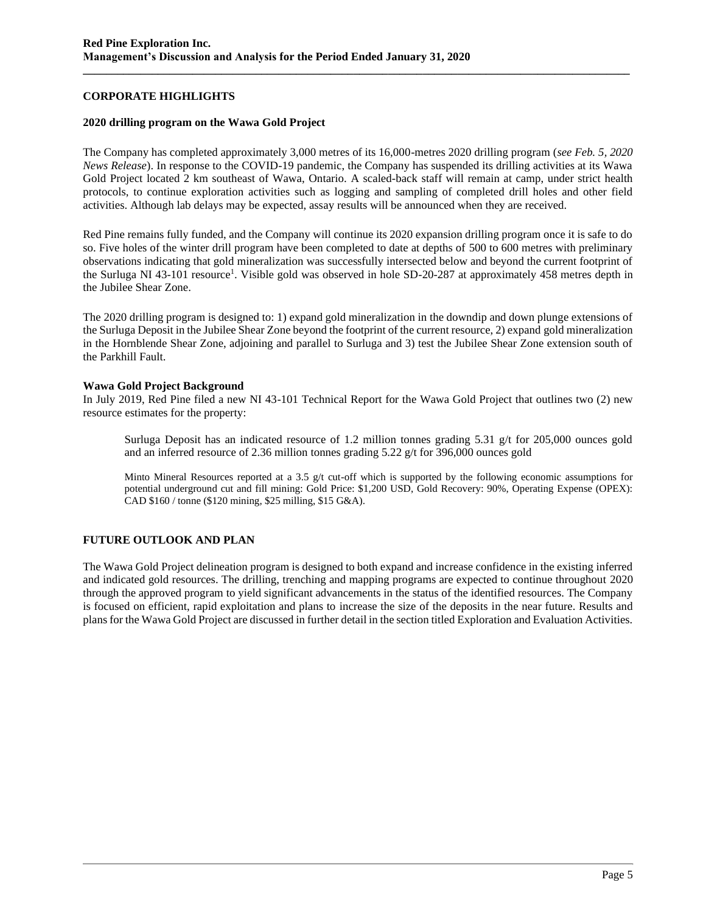## CORPORATE HIGHLIGHTS

### 2020 drilling program on the Wawa Gold Project

The Company has completed approximately 3,000 metres of its 16,000-metres 2020 drilling program (*see Feb. 5, 2020 News Release*). In response to the COVID-19 pandemic, the Company has suspended its drilling activities at its Wawa Gold Project located 2 km southeast of Wawa, Ontario. A scaled-back staff will remain at camp, under strict health protocols, to continue exploration activities such as logging and sampling of completed drill holes and other field activities. Although lab delays may be expected, assay results will be announced when they are received.

Red Pine remains fully funded, and the Company will continue its 2020 expansion drilling program once it is safe to do so. Five holes of the winter drill program have been completed to date at depths of 500 to 600 metres with preliminary observations indicating that gold mineralization was successfully intersected below and beyond the current footprint of the Surluga NI 43-101 resource[1]. Visible gold was observed in hole SD-20-287 at approximately 458 metres depth in the Jubilee Shear Zone.

The 2020 drilling program is designed to: 1) expand gold mineralization in the downdip and down plunge extensions of the Surluga Deposit in the Jubilee Shear Zone beyond the footprint of the current resource, 2) expand gold mineralization in the Hornblende Shear Zone, adjoining and parallel to Surluga and 3) test the Jubilee Shear Zone extension south of the Parkhill Fault.

### Wawa Gold Project Background

In July 2019, Red Pine filed a new NI 43-101 Technical Report for the Wawa Gold Project that outlines two (2) new resource estimates for the property:

> Surluga Deposit has an indicated resource of 1.2 million tonnes grading 5.31 g/t for 205,000 ounces gold and an inferred resource of 2.36 million tonnes grading 5.22 g/t for 396,000 ounces gold
>
> Minto Mineral Resources reported at a 3.5 g/t cut-off which is supported by the following economic assumptions for potential underground cut and fill mining: Gold Price: $1,200 USD, Gold Recovery: 90%, Operating Expense (OPEX): CAD $160 / tonne ($120 mining, $25 milling, $15 G&A).

## FUTURE OUTLOOK AND PLAN

The Wawa Gold Project delineation program is designed to both expand and increase confidence in the existing inferred and indicated gold resources. The drilling, trenching and mapping programs are expected to continue throughout 2020 through the approved program to yield significant advancements in the status of the identified resources. The Company is focused on efficient, rapid exploitation and plans to increase the size of the deposits in the near future. Results and plans for the Wawa Gold Project are discussed in further detail in the section titled Exploration and Evaluation Activities.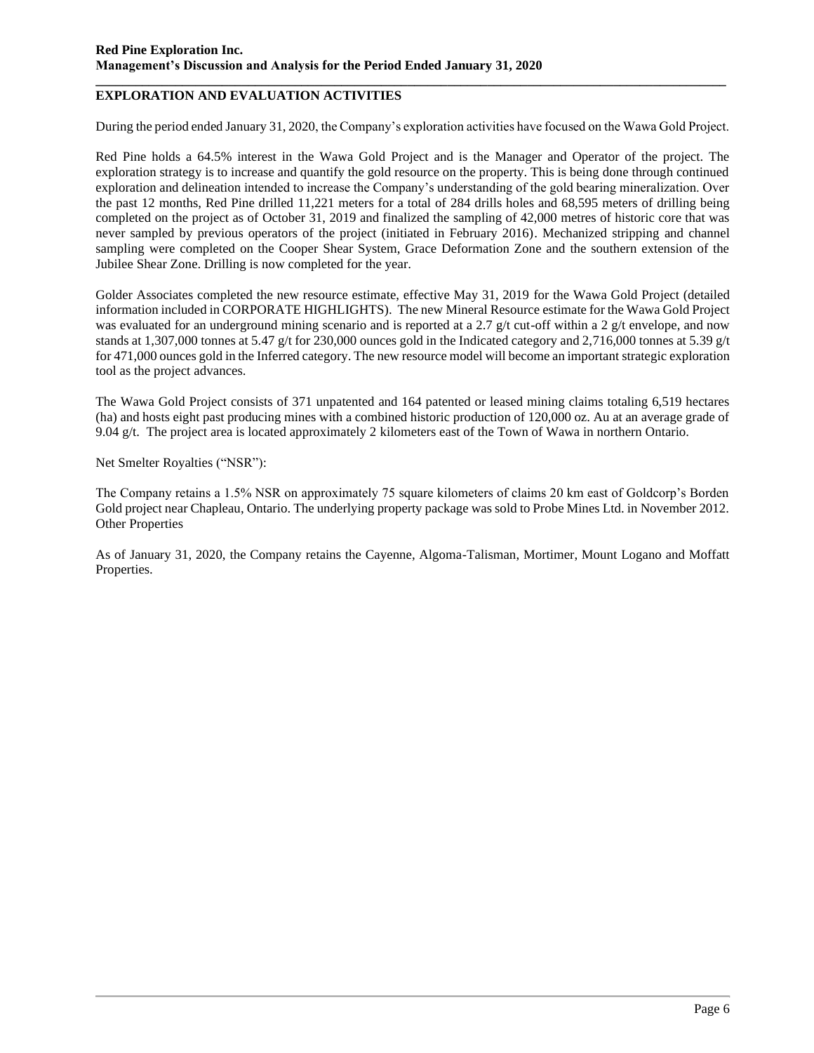## EXPLORATION AND EVALUATION ACTIVITIES

During the period ended January 31, 2020, the Company's exploration activities have focused on the Wawa Gold Project.

Red Pine holds a 64.5% interest in the Wawa Gold Project and is the Manager and Operator of the project. The exploration strategy is to increase and quantify the gold resource on the property. This is being done through continued exploration and delineation intended to increase the Company's understanding of the gold bearing mineralization. Over the past 12 months, Red Pine drilled 11,221 meters for a total of 284 drills holes and 68,595 meters of drilling being completed on the project as of October 31, 2019 and finalized the sampling of 42,000 metres of historic core that was never sampled by previous operators of the project (initiated in February 2016). Mechanized stripping and channel sampling were completed on the Cooper Shear System, Grace Deformation Zone and the southern extension of the Jubilee Shear Zone. Drilling is now completed for the year.

Golder Associates completed the new resource estimate, effective May 31, 2019 for the Wawa Gold Project (detailed information included in CORPORATE HIGHLIGHTS). The new Mineral Resource estimate for the Wawa Gold Project was evaluated for an underground mining scenario and is reported at a 2.7 g/t cut-off within a 2 g/t envelope, and now stands at 1,307,000 tonnes at 5.47 g/t for 230,000 ounces gold in the Indicated category and 2,716,000 tonnes at 5.39 g/t for 471,000 ounces gold in the Inferred category. The new resource model will become an important strategic exploration tool as the project advances.

The Wawa Gold Project consists of 371 unpatented and 164 patented or leased mining claims totaling 6,519 hectares (ha) and hosts eight past producing mines with a combined historic production of 120,000 oz. Au at an average grade of 9.04 g/t. The project area is located approximately 2 kilometers east of the Town of Wawa in northern Ontario.

Net Smelter Royalties ("NSR"):

The Company retains a 1.5% NSR on approximately 75 square kilometers of claims 20 km east of Goldcorp's Borden Gold project near Chapleau, Ontario. The underlying property package was sold to Probe Mines Ltd. in November 2012.
Other Properties

As of January 31, 2020, the Company retains the Cayenne, Algoma-Talisman, Mortimer, Mount Logano and Moffatt Properties.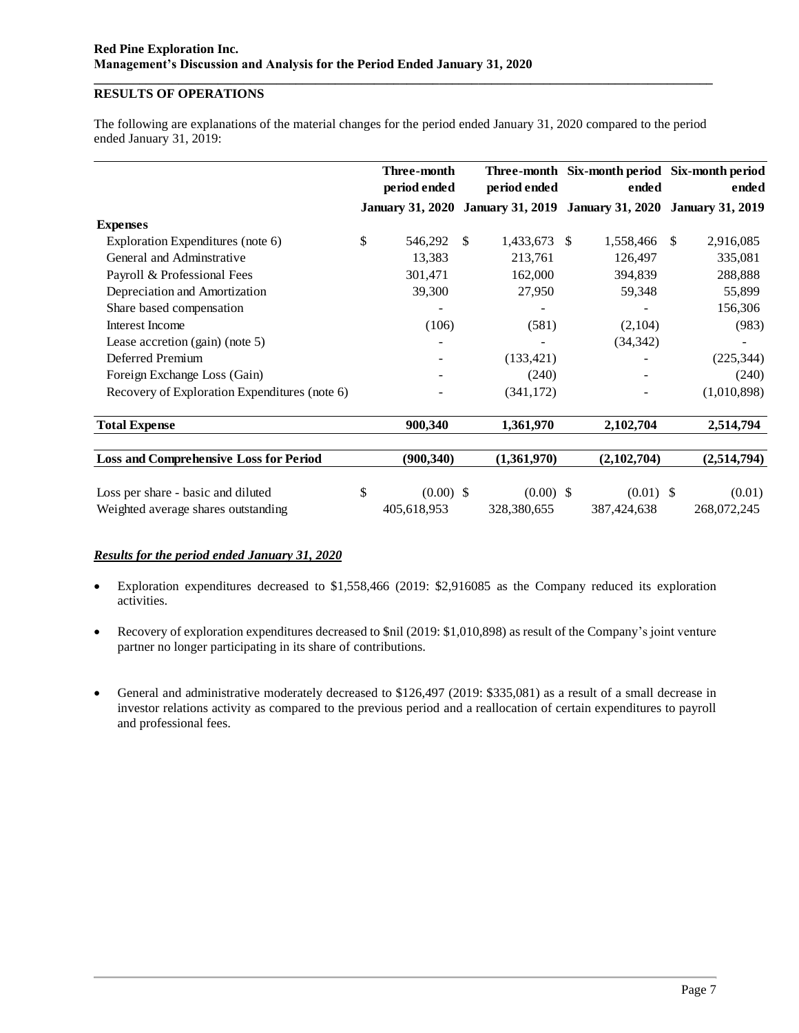## RESULTS OF OPERATIONS

The following are explanations of the material changes for the period ended January 31, 2020 compared to the period ended January 31, 2019:

| | Three-month period ended January 31, 2020 | Three-month period ended January 31, 2019 | Six-month period ended January 31, 2020 | Six-month period ended January 31, 2019 |
|---|---|---|---|---|
| **Expenses** | | | | |
| Exploration Expenditures (note 6) | $ 546,292 | $ 1,433,673 | $ 1,558,466 | $ 2,916,085 |
| General and Adminstrative | 13,383 | 213,761 | 126,497 | 335,081 |
| Payroll & Professional Fees | 301,471 | 162,000 | 394,839 | 288,888 |
| Depreciation and Amortization | 39,300 | 27,950 | 59,348 | 55,899 |
| Share based compensation | - | - | - | 156,306 |
| Interest Income | (106) | (581) | (2,104) | (983) |
| Lease accretion (gain) (note 5) | - | - | (34,342) | - |
| Deferred Premium | - | (133,421) | - | (225,344) |
| Foreign Exchange Loss (Gain) | - | (240) | - | (240) |
| Recovery of Exploration Expenditures (note 6) | - | (341,172) | - | (1,010,898) |
| **Total Expense** | **900,340** | **1,361,970** | **2,102,704** | **2,514,794** |
| **Loss and Comprehensive Loss for Period** | **(900,340)** | **(1,361,970)** | **(2,102,704)** | **(2,514,794)** |
| Loss per share - basic and diluted | $ (0.00) | $ (0.00) | $ (0.01) | $ (0.01) |
| Weighted average shares outstanding | 405,618,953 | 328,380,655 | 387,424,638 | 268,072,245 |

***Results for the period ended January 31, 2020***

- Exploration expenditures decreased to $1,558,466 (2019: $2,916085 as the Company reduced its exploration activities.
- Recovery of exploration expenditures decreased to $nil (2019: $1,010,898) as result of the Company's joint venture partner no longer participating in its share of contributions.
- General and administrative moderately decreased to $126,497 (2019: $335,081) as a result of a small decrease in investor relations activity as compared to the previous period and a reallocation of certain expenditures to payroll and professional fees.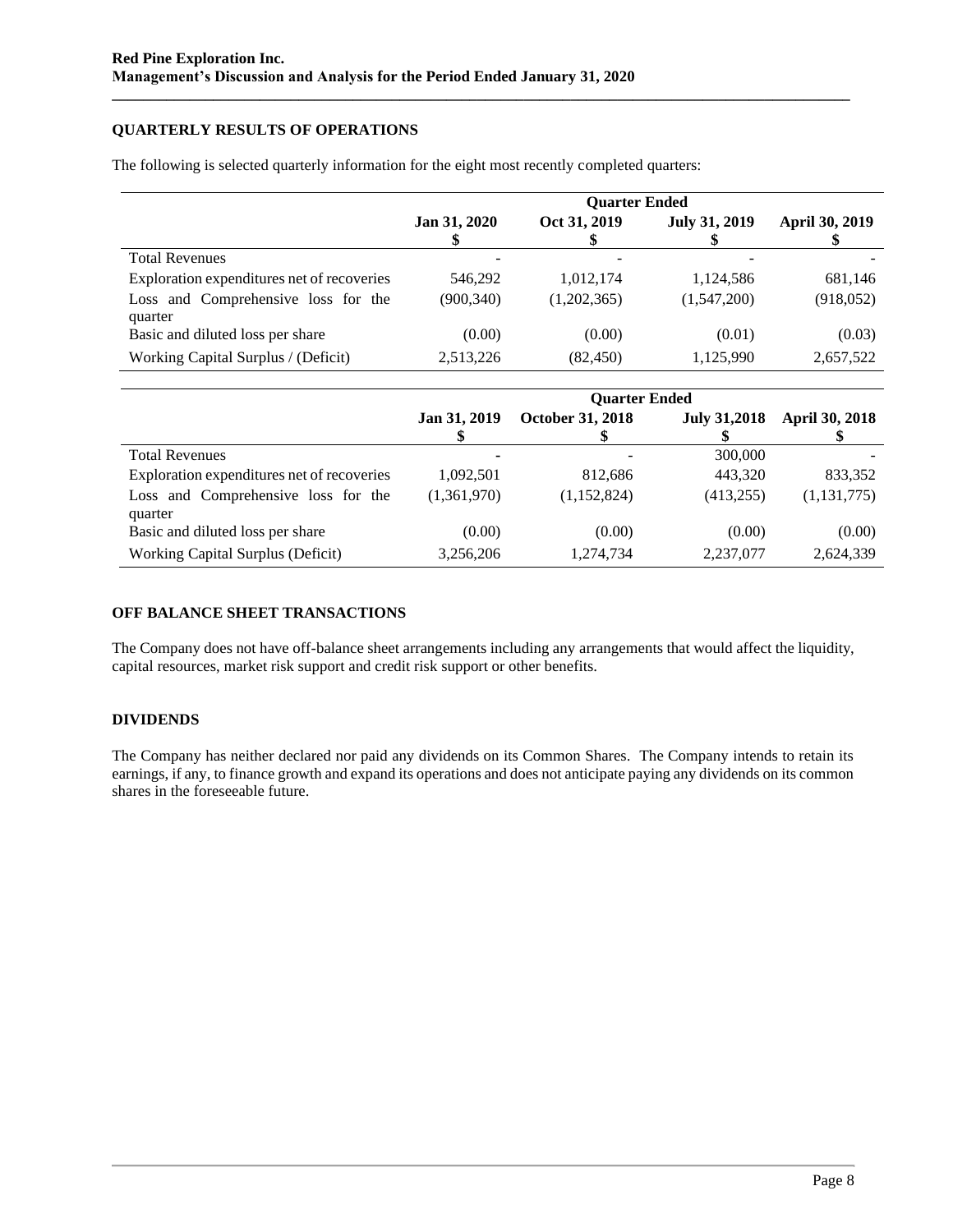## QUARTERLY RESULTS OF OPERATIONS

The following is selected quarterly information for the eight most recently completed quarters:

| | Quarter Ended | | | |
|---|---|---|---|---|
| | Jan 31, 2020<br>$ | Oct 31, 2019<br>$ | July 31, 2019<br>$ | April 30, 2019<br>$ |
| Total Revenues | - | - | - | - |
| Exploration expenditures net of recoveries | 546,292 | 1,012,174 | 1,124,586 | 681,146 |
| Loss and Comprehensive loss for the quarter | (900,340) | (1,202,365) | (1,547,200) | (918,052) |
| Basic and diluted loss per share | (0.00) | (0.00) | (0.01) | (0.03) |
| Working Capital Surplus / (Deficit) | 2,513,226 | (82,450) | 1,125,990 | 2,657,522 |

| | Quarter Ended | | | |
|---|---|---|---|---|
| | Jan 31, 2019<br>$ | October 31, 2018<br>$ | July 31,2018<br>$ | April 30, 2018<br>$ |
| Total Revenues | - | - | 300,000 | - |
| Exploration expenditures net of recoveries | 1,092,501 | 812,686 | 443,320 | 833,352 |
| Loss and Comprehensive loss for the quarter | (1,361,970) | (1,152,824) | (413,255) | (1,131,775) |
| Basic and diluted loss per share | (0.00) | (0.00) | (0.00) | (0.00) |
| Working Capital Surplus (Deficit) | 3,256,206 | 1,274,734 | 2,237,077 | 2,624,339 |

## OFF BALANCE SHEET TRANSACTIONS

The Company does not have off-balance sheet arrangements including any arrangements that would affect the liquidity, capital resources, market risk support and credit risk support or other benefits.

## DIVIDENDS

The Company has neither declared nor paid any dividends on its Common Shares. The Company intends to retain its earnings, if any, to finance growth and expand its operations and does not anticipate paying any dividends on its common shares in the foreseeable future.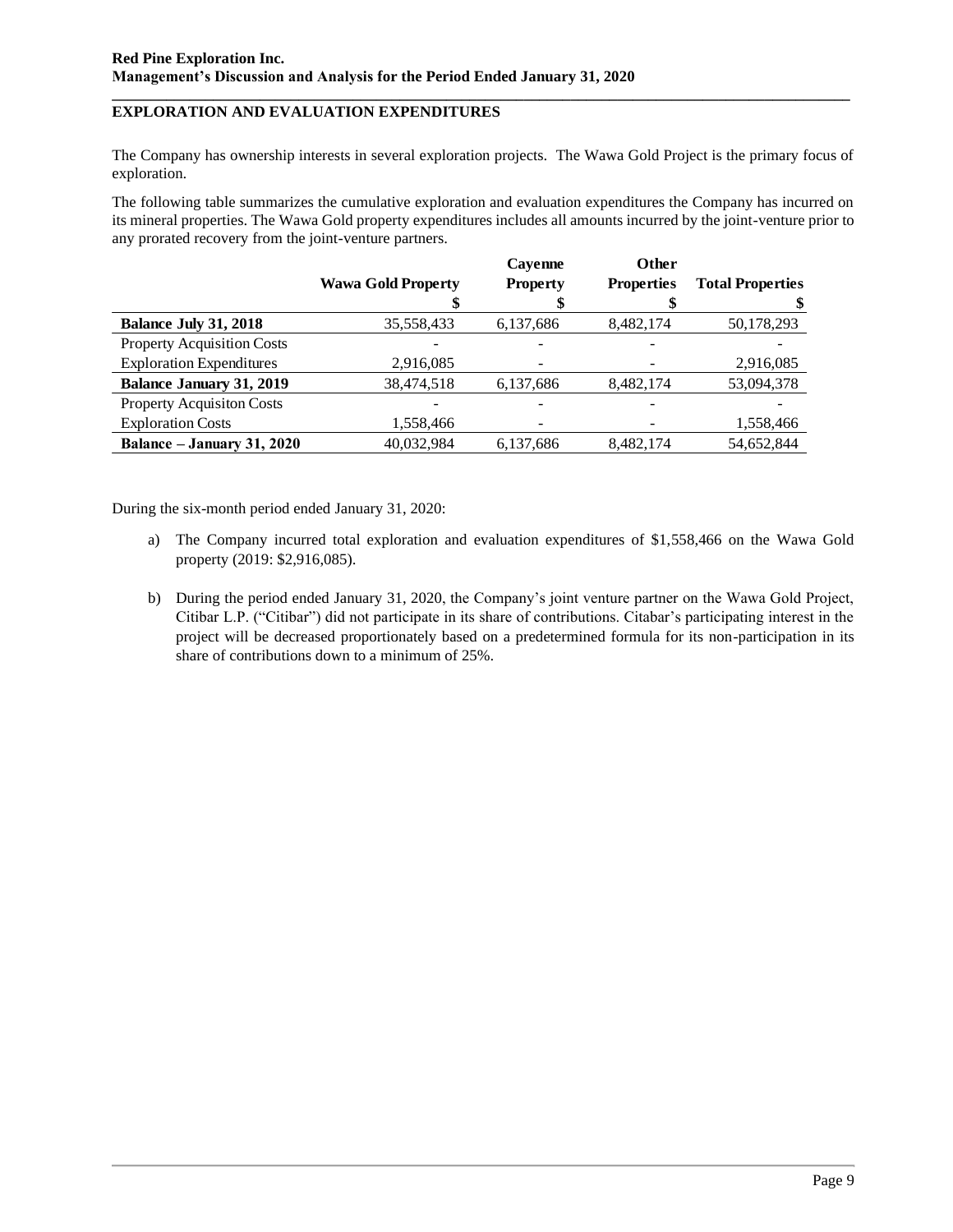## EXPLORATION AND EVALUATION EXPENDITURES

The Company has ownership interests in several exploration projects. The Wawa Gold Project is the primary focus of exploration.

The following table summarizes the cumulative exploration and evaluation expenditures the Company has incurred on its mineral properties. The Wawa Gold property expenditures includes all amounts incurred by the joint-venture prior to any prorated recovery from the joint-venture partners.

| | Wawa Gold Property | Cayenne Property | Other Properties | Total Properties |
|---|---|---|---|---|
| | $ | $ | $ | $ |
| **Balance July 31, 2018** | 35,558,433 | 6,137,686 | 8,482,174 | 50,178,293 |
| Property Acquisition Costs | - | - | - | - |
| Exploration Expenditures | 2,916,085 | - | - | 2,916,085 |
| **Balance January 31, 2019** | 38,474,518 | 6,137,686 | 8,482,174 | 53,094,378 |
| Property Acquisiton Costs | - | - | - | - |
| Exploration Costs | 1,558,466 | - | - | 1,558,466 |
| **Balance – January 31, 2020** | 40,032,984 | 6,137,686 | 8,482,174 | 54,652,844 |

During the six-month period ended January 31, 2020:

a) The Company incurred total exploration and evaluation expenditures of $1,558,466 on the Wawa Gold property (2019: $2,916,085).

b) During the period ended January 31, 2020, the Company's joint venture partner on the Wawa Gold Project, Citibar L.P. ("Citibar") did not participate in its share of contributions. Citabar's participating interest in the project will be decreased proportionately based on a predetermined formula for its non-participation in its share of contributions down to a minimum of 25%.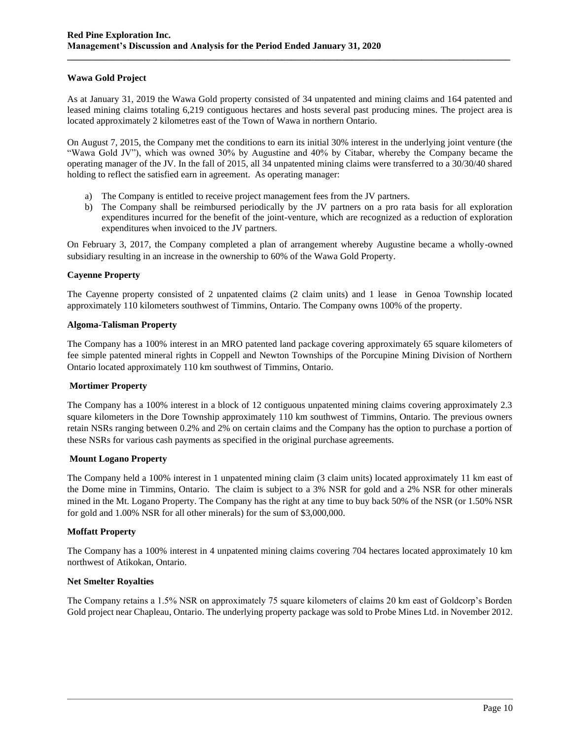### Wawa Gold Project

As at January 31, 2019 the Wawa Gold property consisted of 34 unpatented and mining claims and 164 patented and leased mining claims totaling 6,219 contiguous hectares and hosts several past producing mines. The project area is located approximately 2 kilometres east of the Town of Wawa in northern Ontario.

On August 7, 2015, the Company met the conditions to earn its initial 30% interest in the underlying joint venture (the "Wawa Gold JV"), which was owned 30% by Augustine and 40% by Citabar, whereby the Company became the operating manager of the JV. In the fall of 2015, all 34 unpatented mining claims were transferred to a 30/30/40 shared holding to reflect the satisfied earn in agreement. As operating manager:

a) The Company is entitled to receive project management fees from the JV partners.
b) The Company shall be reimbursed periodically by the JV partners on a pro rata basis for all exploration expenditures incurred for the benefit of the joint-venture, which are recognized as a reduction of exploration expenditures when invoiced to the JV partners.

On February 3, 2017, the Company completed a plan of arrangement whereby Augustine became a wholly-owned subsidiary resulting in an increase in the ownership to 60% of the Wawa Gold Property.

### Cayenne Property

The Cayenne property consisted of 2 unpatented claims (2 claim units) and 1 lease in Genoa Township located approximately 110 kilometers southwest of Timmins, Ontario. The Company owns 100% of the property.

### Algoma-Talisman Property

The Company has a 100% interest in an MRO patented land package covering approximately 65 square kilometers of fee simple patented mineral rights in Coppell and Newton Townships of the Porcupine Mining Division of Northern Ontario located approximately 110 km southwest of Timmins, Ontario.

### Mortimer Property

The Company has a 100% interest in a block of 12 contiguous unpatented mining claims covering approximately 2.3 square kilometers in the Dore Township approximately 110 km southwest of Timmins, Ontario. The previous owners retain NSRs ranging between 0.2% and 2% on certain claims and the Company has the option to purchase a portion of these NSRs for various cash payments as specified in the original purchase agreements.

### Mount Logano Property

The Company held a 100% interest in 1 unpatented mining claim (3 claim units) located approximately 11 km east of the Dome mine in Timmins, Ontario. The claim is subject to a 3% NSR for gold and a 2% NSR for other minerals mined in the Mt. Logano Property. The Company has the right at any time to buy back 50% of the NSR (or 1.50% NSR for gold and 1.00% NSR for all other minerals) for the sum of $3,000,000.

### Moffatt Property

The Company has a 100% interest in 4 unpatented mining claims covering 704 hectares located approximately 10 km northwest of Atikokan, Ontario.

### Net Smelter Royalties

The Company retains a 1.5% NSR on approximately 75 square kilometers of claims 20 km east of Goldcorp's Borden Gold project near Chapleau, Ontario. The underlying property package was sold to Probe Mines Ltd. in November 2012.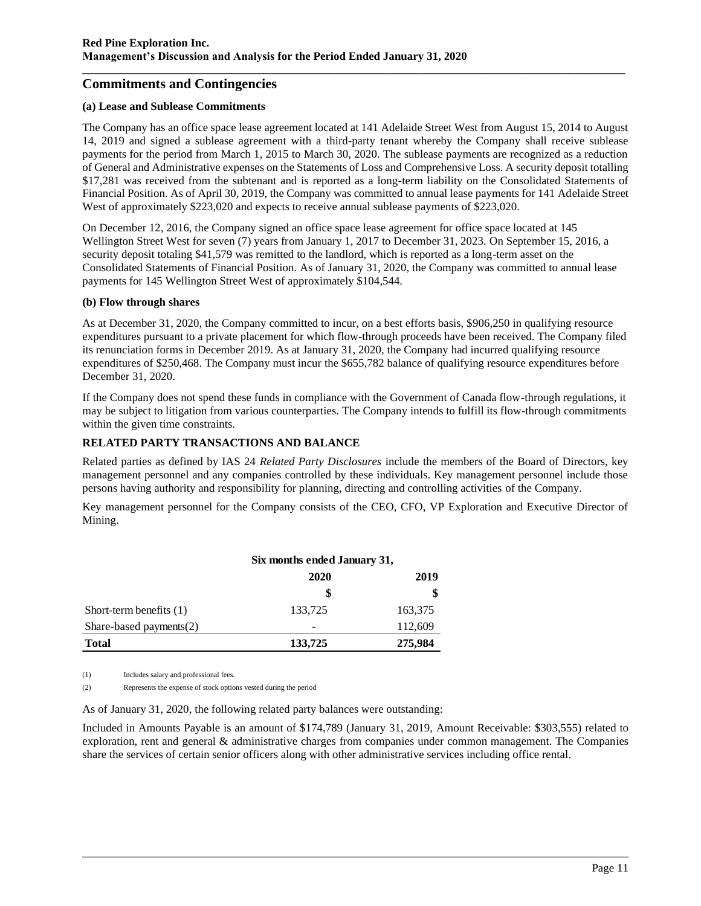## Commitments and Contingencies

**(a) Lease and Sublease Commitments**

The Company has an office space lease agreement located at 141 Adelaide Street West from August 15, 2014 to August 14, 2019 and signed a sublease agreement with a third-party tenant whereby the Company shall receive sublease payments for the period from March 1, 2015 to March 30, 2020. The sublease payments are recognized as a reduction of General and Administrative expenses on the Statements of Loss and Comprehensive Loss. A security deposit totalling $17,281 was received from the subtenant and is reported as a long-term liability on the Consolidated Statements of Financial Position. As of April 30, 2019, the Company was committed to annual lease payments for 141 Adelaide Street West of approximately $223,020 and expects to receive annual sublease payments of $223,020.

On December 12, 2016, the Company signed an office space lease agreement for office space located at 145 Wellington Street West for seven (7) years from January 1, 2017 to December 31, 2023. On September 15, 2016, a security deposit totaling $41,579 was remitted to the landlord, which is reported as a long-term asset on the Consolidated Statements of Financial Position. As of January 31, 2020, the Company was committed to annual lease payments for 145 Wellington Street West of approximately $104,544.

**(b) Flow through shares**

As at December 31, 2020, the Company committed to incur, on a best efforts basis, $906,250 in qualifying resource expenditures pursuant to a private placement for which flow-through proceeds have been received. The Company filed its renunciation forms in December 2019. As at January 31, 2020, the Company had incurred qualifying resource expenditures of $250,468. The Company must incur the $655,782 balance of qualifying resource expenditures before December 31, 2020.

If the Company does not spend these funds in compliance with the Government of Canada flow-through regulations, it may be subject to litigation from various counterparties. The Company intends to fulfill its flow-through commitments within the given time constraints.

**RELATED PARTY TRANSACTIONS AND BALANCE**

Related parties as defined by IAS 24 *Related Party Disclosures* include the members of the Board of Directors, key management personnel and any companies controlled by these individuals. Key management personnel include those persons having authority and responsibility for planning, directing and controlling activities of the Company.

Key management personnel for the Company consists of the CEO, CFO, VP Exploration and Executive Director of Mining.

| | Six months ended January 31, | |
|---|---|---|
| | 2020 | 2019 |
| | $ | $ |
| Short-term benefits (1) | 133,725 | 163,375 |
| Share-based payments(2) | - | 112,609 |
| **Total** | **133,725** | **275,984** |

(1) Includes salary and professional fees.

(2) Represents the expense of stock options vested during the period

As of January 31, 2020, the following related party balances were outstanding:

Included in Amounts Payable is an amount of $174,789 (January 31, 2019, Amount Receivable: $303,555) related to exploration, rent and general & administrative charges from companies under common management. The Companies share the services of certain senior officers along with other administrative services including office rental.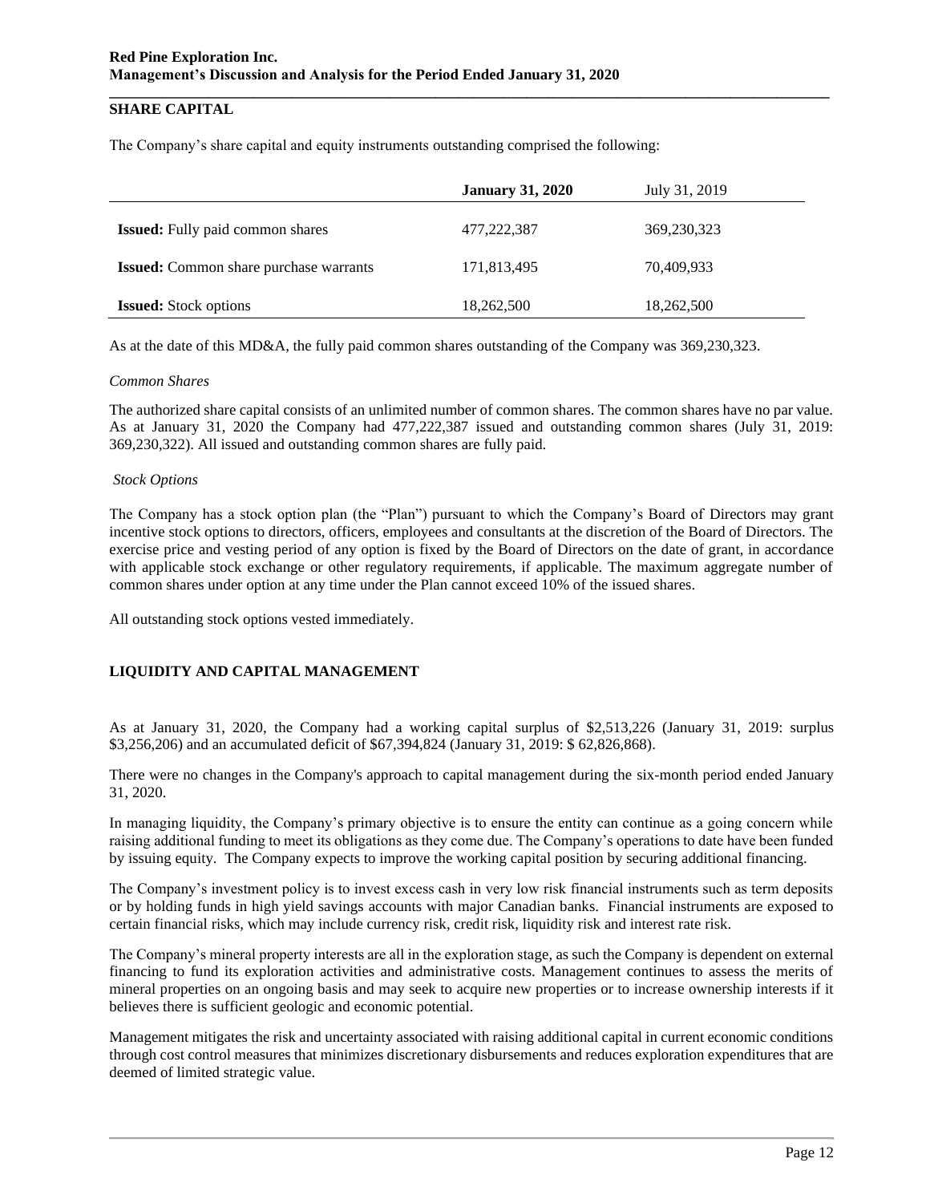## SHARE CAPITAL

The Company's share capital and equity instruments outstanding comprised the following:

| | **January 31, 2020** | July 31, 2019 |
|---|---|---|
| **Issued:** Fully paid common shares | 477,222,387 | 369,230,323 |
| **Issued:** Common share purchase warrants | 171,813,495 | 70,409,933 |
| **Issued:** Stock options | 18,262,500 | 18,262,500 |

As at the date of this MD&A, the fully paid common shares outstanding of the Company was 369,230,323.

*Common Shares*

The authorized share capital consists of an unlimited number of common shares. The common shares have no par value. As at January 31, 2020 the Company had 477,222,387 issued and outstanding common shares (July 31, 2019: 369,230,322). All issued and outstanding common shares are fully paid.

*Stock Options*

The Company has a stock option plan (the "Plan") pursuant to which the Company's Board of Directors may grant incentive stock options to directors, officers, employees and consultants at the discretion of the Board of Directors. The exercise price and vesting period of any option is fixed by the Board of Directors on the date of grant, in accordance with applicable stock exchange or other regulatory requirements, if applicable. The maximum aggregate number of common shares under option at any time under the Plan cannot exceed 10% of the issued shares.

All outstanding stock options vested immediately.

## LIQUIDITY AND CAPITAL MANAGEMENT

As at January 31, 2020, the Company had a working capital surplus of $2,513,226 (January 31, 2019: surplus $3,256,206) and an accumulated deficit of $67,394,824 (January 31, 2019: $ 62,826,868).

There were no changes in the Company's approach to capital management during the six-month period ended January 31, 2020.

In managing liquidity, the Company's primary objective is to ensure the entity can continue as a going concern while raising additional funding to meet its obligations as they come due. The Company's operations to date have been funded by issuing equity. The Company expects to improve the working capital position by securing additional financing.

The Company's investment policy is to invest excess cash in very low risk financial instruments such as term deposits or by holding funds in high yield savings accounts with major Canadian banks. Financial instruments are exposed to certain financial risks, which may include currency risk, credit risk, liquidity risk and interest rate risk.

The Company's mineral property interests are all in the exploration stage, as such the Company is dependent on external financing to fund its exploration activities and administrative costs. Management continues to assess the merits of mineral properties on an ongoing basis and may seek to acquire new properties or to increase ownership interests if it believes there is sufficient geologic and economic potential.

Management mitigates the risk and uncertainty associated with raising additional capital in current economic conditions through cost control measures that minimizes discretionary disbursements and reduces exploration expenditures that are deemed of limited strategic value.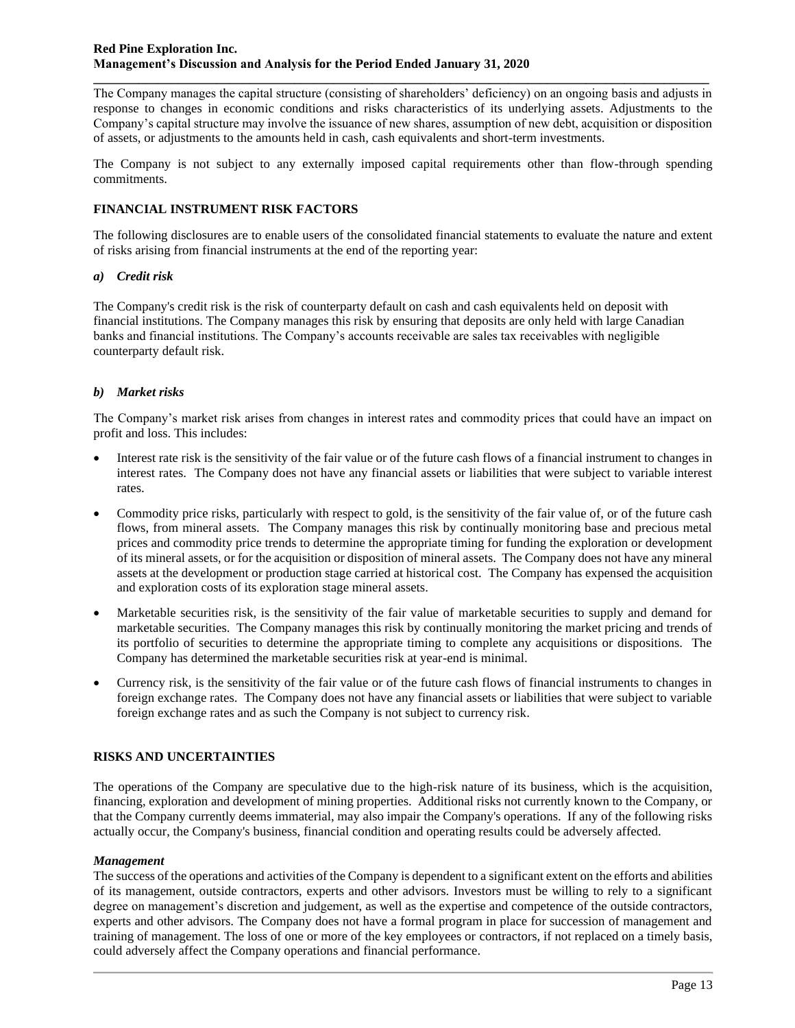The Company manages the capital structure (consisting of shareholders' deficiency) on an ongoing basis and adjusts in response to changes in economic conditions and risks characteristics of its underlying assets. Adjustments to the Company's capital structure may involve the issuance of new shares, assumption of new debt, acquisition or disposition of assets, or adjustments to the amounts held in cash, cash equivalents and short-term investments.

The Company is not subject to any externally imposed capital requirements other than flow-through spending commitments.

## FINANCIAL INSTRUMENT RISK FACTORS

The following disclosures are to enable users of the consolidated financial statements to evaluate the nature and extent of risks arising from financial instruments at the end of the reporting year:

### *a) Credit risk*

The Company's credit risk is the risk of counterparty default on cash and cash equivalents held on deposit with financial institutions. The Company manages this risk by ensuring that deposits are only held with large Canadian banks and financial institutions. The Company's accounts receivable are sales tax receivables with negligible counterparty default risk.

### *b) Market risks*

The Company's market risk arises from changes in interest rates and commodity prices that could have an impact on profit and loss. This includes:

- Interest rate risk is the sensitivity of the fair value or of the future cash flows of a financial instrument to changes in interest rates. The Company does not have any financial assets or liabilities that were subject to variable interest rates.
- Commodity price risks, particularly with respect to gold, is the sensitivity of the fair value of, or of the future cash flows, from mineral assets. The Company manages this risk by continually monitoring base and precious metal prices and commodity price trends to determine the appropriate timing for funding the exploration or development of its mineral assets, or for the acquisition or disposition of mineral assets. The Company does not have any mineral assets at the development or production stage carried at historical cost. The Company has expensed the acquisition and exploration costs of its exploration stage mineral assets.
- Marketable securities risk, is the sensitivity of the fair value of marketable securities to supply and demand for marketable securities. The Company manages this risk by continually monitoring the market pricing and trends of its portfolio of securities to determine the appropriate timing to complete any acquisitions or dispositions. The Company has determined the marketable securities risk at year-end is minimal.
- Currency risk, is the sensitivity of the fair value or of the future cash flows of financial instruments to changes in foreign exchange rates. The Company does not have any financial assets or liabilities that were subject to variable foreign exchange rates and as such the Company is not subject to currency risk.

## RISKS AND UNCERTAINTIES

The operations of the Company are speculative due to the high-risk nature of its business, which is the acquisition, financing, exploration and development of mining properties. Additional risks not currently known to the Company, or that the Company currently deems immaterial, may also impair the Company's operations. If any of the following risks actually occur, the Company's business, financial condition and operating results could be adversely affected.

### *Management*

The success of the operations and activities of the Company is dependent to a significant extent on the efforts and abilities of its management, outside contractors, experts and other advisors. Investors must be willing to rely to a significant degree on management's discretion and judgement, as well as the expertise and competence of the outside contractors, experts and other advisors. The Company does not have a formal program in place for succession of management and training of management. The loss of one or more of the key employees or contractors, if not replaced on a timely basis, could adversely affect the Company operations and financial performance.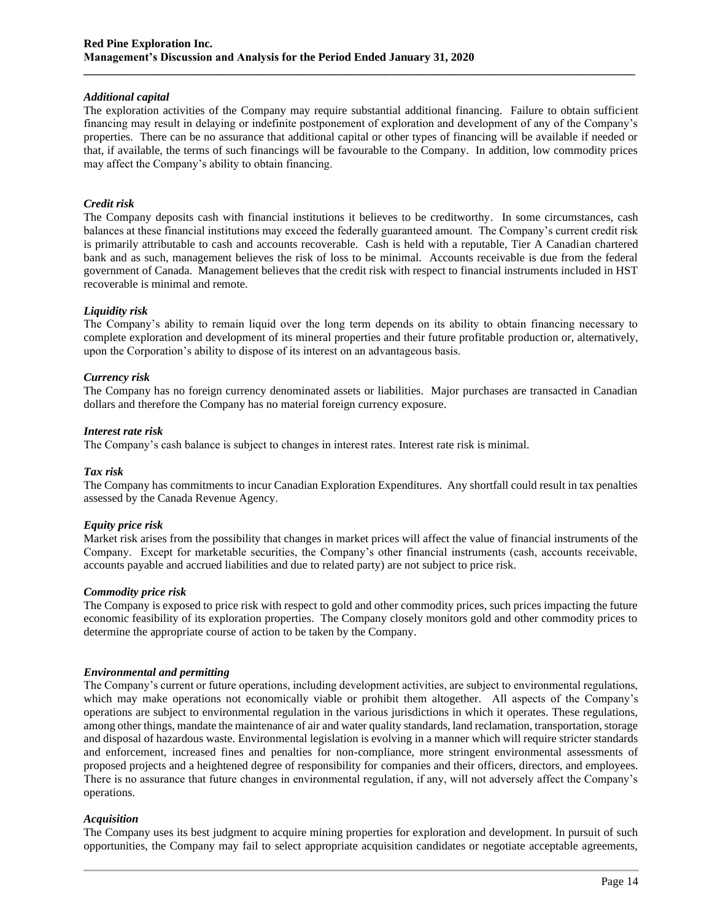*Additional capital*

The exploration activities of the Company may require substantial additional financing. Failure to obtain sufficient financing may result in delaying or indefinite postponement of exploration and development of any of the Company's properties. There can be no assurance that additional capital or other types of financing will be available if needed or that, if available, the terms of such financings will be favourable to the Company. In addition, low commodity prices may affect the Company's ability to obtain financing.

*Credit risk*

The Company deposits cash with financial institutions it believes to be creditworthy. In some circumstances, cash balances at these financial institutions may exceed the federally guaranteed amount. The Company's current credit risk is primarily attributable to cash and accounts recoverable. Cash is held with a reputable, Tier A Canadian chartered bank and as such, management believes the risk of loss to be minimal. Accounts receivable is due from the federal government of Canada. Management believes that the credit risk with respect to financial instruments included in HST recoverable is minimal and remote.

*Liquidity risk*

The Company's ability to remain liquid over the long term depends on its ability to obtain financing necessary to complete exploration and development of its mineral properties and their future profitable production or, alternatively, upon the Corporation's ability to dispose of its interest on an advantageous basis.

*Currency risk*

The Company has no foreign currency denominated assets or liabilities. Major purchases are transacted in Canadian dollars and therefore the Company has no material foreign currency exposure.

*Interest rate risk*

The Company's cash balance is subject to changes in interest rates. Interest rate risk is minimal.

*Tax risk*

The Company has commitments to incur Canadian Exploration Expenditures. Any shortfall could result in tax penalties assessed by the Canada Revenue Agency.

*Equity price risk*

Market risk arises from the possibility that changes in market prices will affect the value of financial instruments of the Company. Except for marketable securities, the Company's other financial instruments (cash, accounts receivable, accounts payable and accrued liabilities and due to related party) are not subject to price risk.

*Commodity price risk*

The Company is exposed to price risk with respect to gold and other commodity prices, such prices impacting the future economic feasibility of its exploration properties. The Company closely monitors gold and other commodity prices to determine the appropriate course of action to be taken by the Company.

*Environmental and permitting*

The Company's current or future operations, including development activities, are subject to environmental regulations, which may make operations not economically viable or prohibit them altogether. All aspects of the Company's operations are subject to environmental regulation in the various jurisdictions in which it operates. These regulations, among other things, mandate the maintenance of air and water quality standards, land reclamation, transportation, storage and disposal of hazardous waste. Environmental legislation is evolving in a manner which will require stricter standards and enforcement, increased fines and penalties for non-compliance, more stringent environmental assessments of proposed projects and a heightened degree of responsibility for companies and their officers, directors, and employees. There is no assurance that future changes in environmental regulation, if any, will not adversely affect the Company's operations.

*Acquisition*

The Company uses its best judgment to acquire mining properties for exploration and development. In pursuit of such opportunities, the Company may fail to select appropriate acquisition candidates or negotiate acceptable agreements,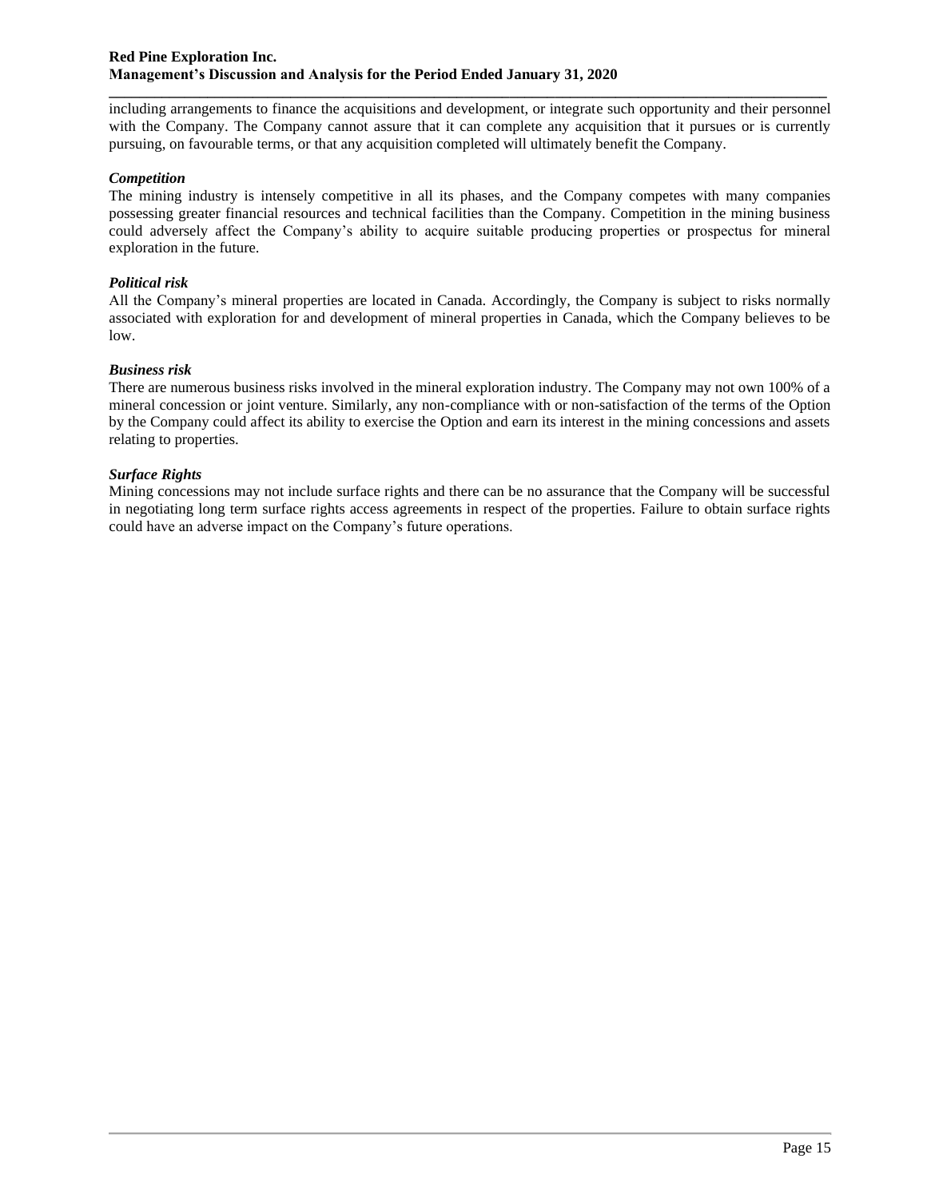including arrangements to finance the acquisitions and development, or integrate such opportunity and their personnel with the Company. The Company cannot assure that it can complete any acquisition that it pursues or is currently pursuing, on favourable terms, or that any acquisition completed will ultimately benefit the Company.

***Competition***

The mining industry is intensely competitive in all its phases, and the Company competes with many companies possessing greater financial resources and technical facilities than the Company. Competition in the mining business could adversely affect the Company's ability to acquire suitable producing properties or prospectus for mineral exploration in the future.

***Political risk***

All the Company's mineral properties are located in Canada. Accordingly, the Company is subject to risks normally associated with exploration for and development of mineral properties in Canada, which the Company believes to be low.

***Business risk***

There are numerous business risks involved in the mineral exploration industry. The Company may not own 100% of a mineral concession or joint venture. Similarly, any non-compliance with or non-satisfaction of the terms of the Option by the Company could affect its ability to exercise the Option and earn its interest in the mining concessions and assets relating to properties.

***Surface Rights***

Mining concessions may not include surface rights and there can be no assurance that the Company will be successful in negotiating long term surface rights access agreements in respect of the properties. Failure to obtain surface rights could have an adverse impact on the Company's future operations.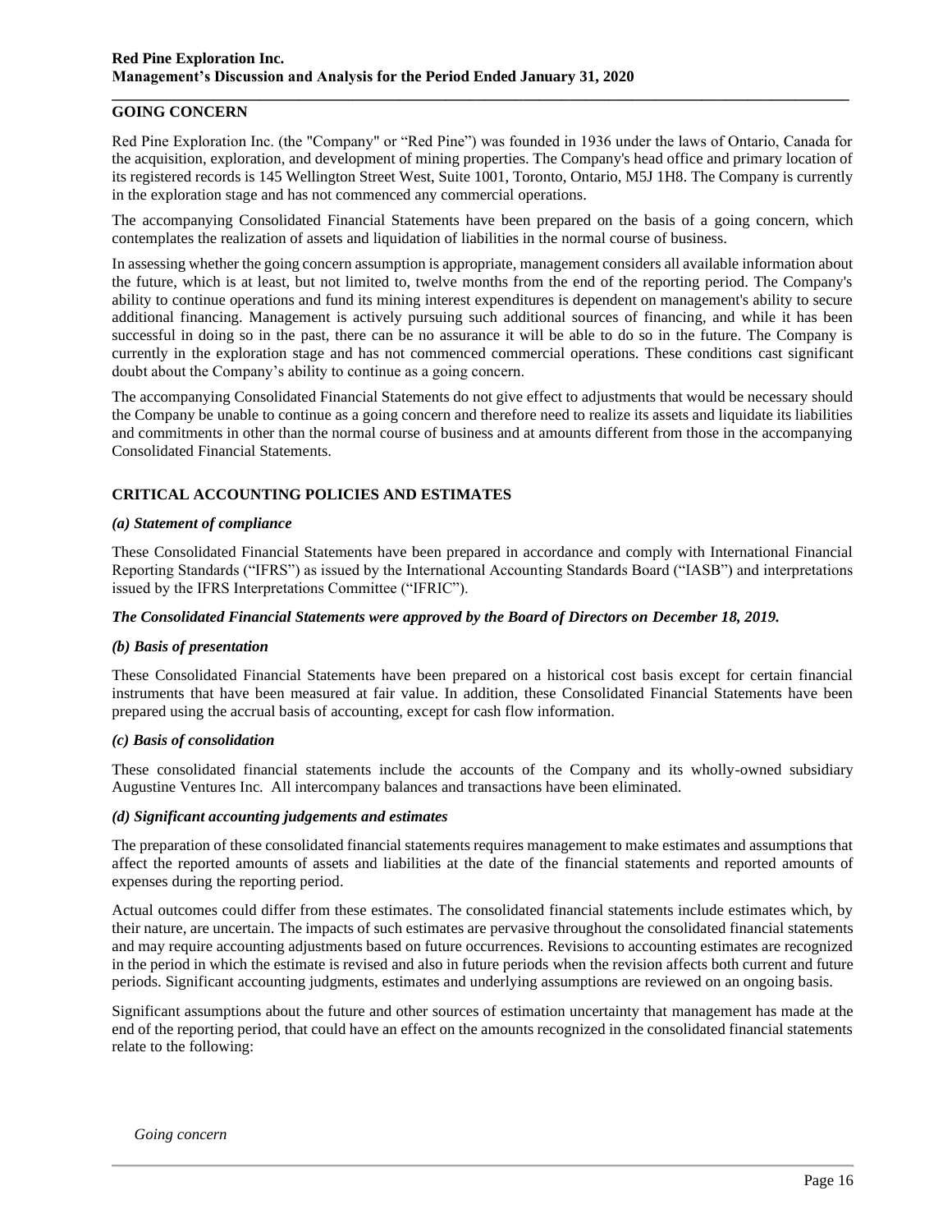## GOING CONCERN

Red Pine Exploration Inc. (the "Company" or "Red Pine") was founded in 1936 under the laws of Ontario, Canada for the acquisition, exploration, and development of mining properties. The Company's head office and primary location of its registered records is 145 Wellington Street West, Suite 1001, Toronto, Ontario, M5J 1H8. The Company is currently in the exploration stage and has not commenced any commercial operations.

The accompanying Consolidated Financial Statements have been prepared on the basis of a going concern, which contemplates the realization of assets and liquidation of liabilities in the normal course of business.

In assessing whether the going concern assumption is appropriate, management considers all available information about the future, which is at least, but not limited to, twelve months from the end of the reporting period. The Company's ability to continue operations and fund its mining interest expenditures is dependent on management's ability to secure additional financing. Management is actively pursuing such additional sources of financing, and while it has been successful in doing so in the past, there can be no assurance it will be able to do so in the future. The Company is currently in the exploration stage and has not commenced commercial operations. These conditions cast significant doubt about the Company's ability to continue as a going concern.

The accompanying Consolidated Financial Statements do not give effect to adjustments that would be necessary should the Company be unable to continue as a going concern and therefore need to realize its assets and liquidate its liabilities and commitments in other than the normal course of business and at amounts different from those in the accompanying Consolidated Financial Statements.

## CRITICAL ACCOUNTING POLICIES AND ESTIMATES

### *(a) Statement of compliance*

These Consolidated Financial Statements have been prepared in accordance and comply with International Financial Reporting Standards ("IFRS") as issued by the International Accounting Standards Board ("IASB") and interpretations issued by the IFRS Interpretations Committee ("IFRIC").

***The Consolidated Financial Statements were approved by the Board of Directors on December 18, 2019.***

### *(b) Basis of presentation*

These Consolidated Financial Statements have been prepared on a historical cost basis except for certain financial instruments that have been measured at fair value. In addition, these Consolidated Financial Statements have been prepared using the accrual basis of accounting, except for cash flow information.

### *(c) Basis of consolidation*

These consolidated financial statements include the accounts of the Company and its wholly-owned subsidiary Augustine Ventures Inc. All intercompany balances and transactions have been eliminated.

### *(d) Significant accounting judgements and estimates*

The preparation of these consolidated financial statements requires management to make estimates and assumptions that affect the reported amounts of assets and liabilities at the date of the financial statements and reported amounts of expenses during the reporting period.

Actual outcomes could differ from these estimates. The consolidated financial statements include estimates which, by their nature, are uncertain. The impacts of such estimates are pervasive throughout the consolidated financial statements and may require accounting adjustments based on future occurrences. Revisions to accounting estimates are recognized in the period in which the estimate is revised and also in future periods when the revision affects both current and future periods. Significant accounting judgments, estimates and underlying assumptions are reviewed on an ongoing basis.

Significant assumptions about the future and other sources of estimation uncertainty that management has made at the end of the reporting period, that could have an effect on the amounts recognized in the consolidated financial statements relate to the following:

*Going concern*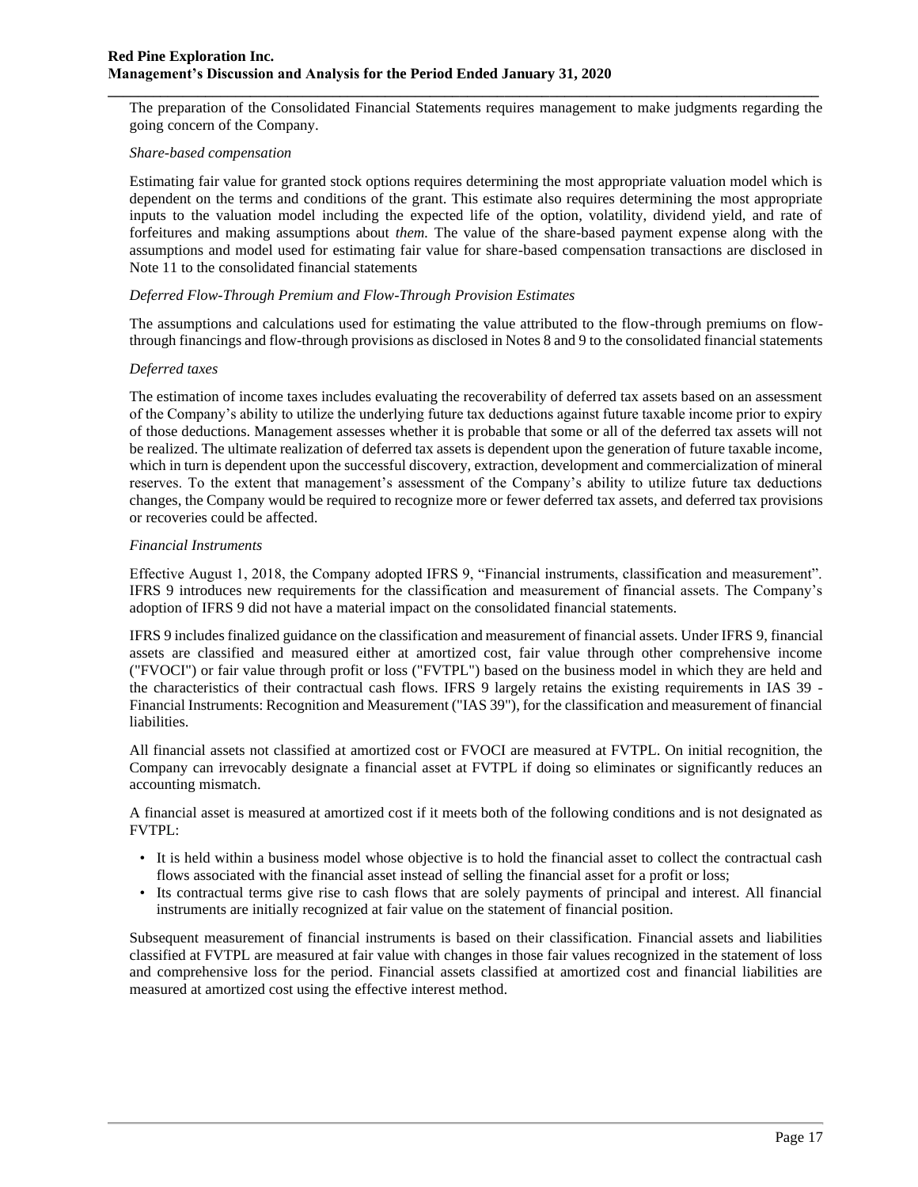The preparation of the Consolidated Financial Statements requires management to make judgments regarding the going concern of the Company.

*Share-based compensation*

Estimating fair value for granted stock options requires determining the most appropriate valuation model which is dependent on the terms and conditions of the grant. This estimate also requires determining the most appropriate inputs to the valuation model including the expected life of the option, volatility, dividend yield, and rate of forfeitures and making assumptions about *them.* The value of the share-based payment expense along with the assumptions and model used for estimating fair value for share-based compensation transactions are disclosed in Note 11 to the consolidated financial statements

*Deferred Flow-Through Premium and Flow-Through Provision Estimates*

The assumptions and calculations used for estimating the value attributed to the flow-through premiums on flow-through financings and flow-through provisions as disclosed in Notes 8 and 9 to the consolidated financial statements

*Deferred taxes*

The estimation of income taxes includes evaluating the recoverability of deferred tax assets based on an assessment of the Company's ability to utilize the underlying future tax deductions against future taxable income prior to expiry of those deductions. Management assesses whether it is probable that some or all of the deferred tax assets will not be realized. The ultimate realization of deferred tax assets is dependent upon the generation of future taxable income, which in turn is dependent upon the successful discovery, extraction, development and commercialization of mineral reserves. To the extent that management's assessment of the Company's ability to utilize future tax deductions changes, the Company would be required to recognize more or fewer deferred tax assets, and deferred tax provisions or recoveries could be affected.

*Financial Instruments*

Effective August 1, 2018, the Company adopted IFRS 9, "Financial instruments, classification and measurement". IFRS 9 introduces new requirements for the classification and measurement of financial assets. The Company's adoption of IFRS 9 did not have a material impact on the consolidated financial statements.

IFRS 9 includes finalized guidance on the classification and measurement of financial assets. Under IFRS 9, financial assets are classified and measured either at amortized cost, fair value through other comprehensive income ("FVOCI") or fair value through profit or loss ("FVTPL") based on the business model in which they are held and the characteristics of their contractual cash flows. IFRS 9 largely retains the existing requirements in IAS 39 - Financial Instruments: Recognition and Measurement ("IAS 39"), for the classification and measurement of financial liabilities.

All financial assets not classified at amortized cost or FVOCI are measured at FVTPL. On initial recognition, the Company can irrevocably designate a financial asset at FVTPL if doing so eliminates or significantly reduces an accounting mismatch.

A financial asset is measured at amortized cost if it meets both of the following conditions and is not designated as FVTPL:

- It is held within a business model whose objective is to hold the financial asset to collect the contractual cash flows associated with the financial asset instead of selling the financial asset for a profit or loss;
- Its contractual terms give rise to cash flows that are solely payments of principal and interest. All financial instruments are initially recognized at fair value on the statement of financial position.

Subsequent measurement of financial instruments is based on their classification. Financial assets and liabilities classified at FVTPL are measured at fair value with changes in those fair values recognized in the statement of loss and comprehensive loss for the period. Financial assets classified at amortized cost and financial liabilities are measured at amortized cost using the effective interest method.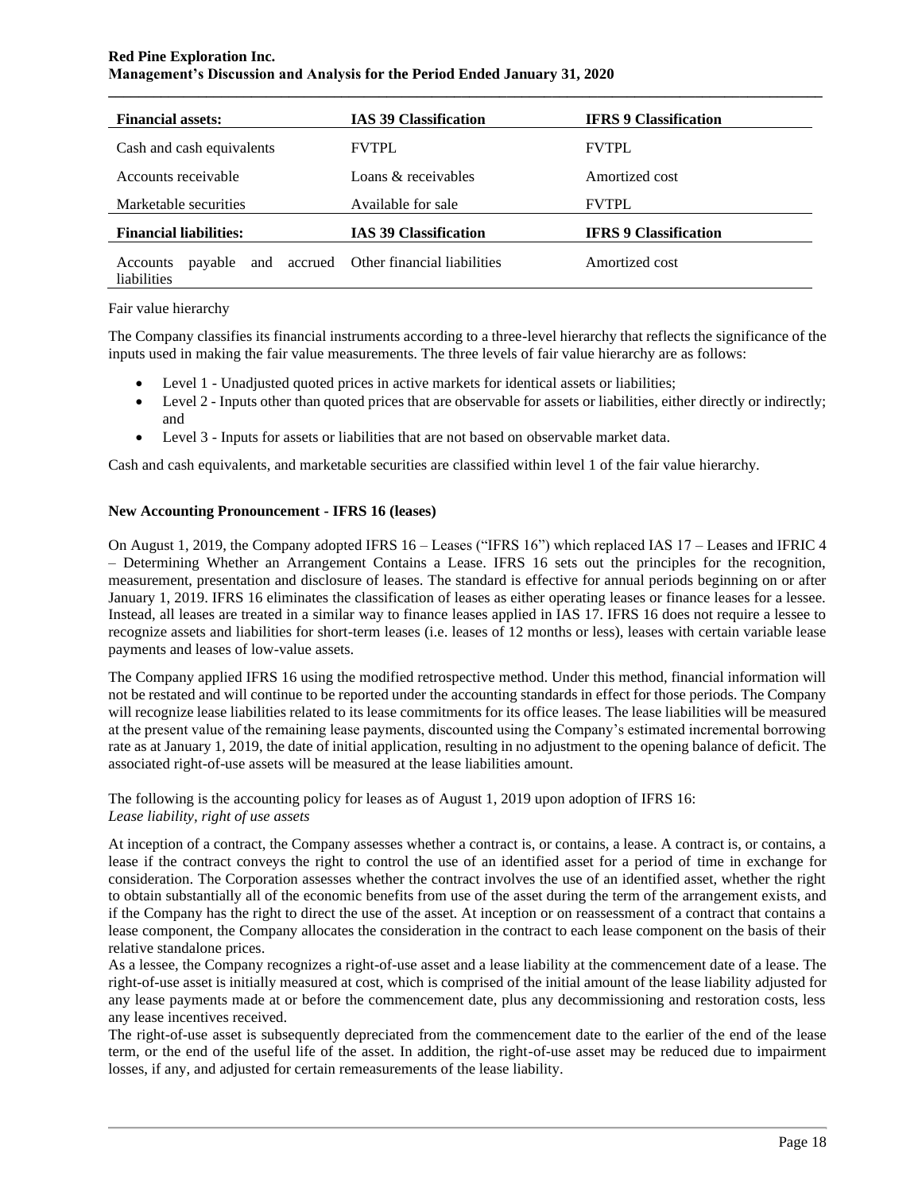| Financial assets: | IAS 39 Classification | IFRS 9 Classification |
| --- | --- | --- |
| Cash and cash equivalents | FVTPL | FVTPL |
| Accounts receivable | Loans & receivables | Amortized cost |
| Marketable securities | Available for sale | FVTPL |
| **Financial liabilities:** | **IAS 39 Classification** | **IFRS 9 Classification** |
| Accounts payable and accrued liabilities | Other financial liabilities | Amortized cost |

Fair value hierarchy

The Company classifies its financial instruments according to a three-level hierarchy that reflects the significance of the inputs used in making the fair value measurements. The three levels of fair value hierarchy are as follows:

- Level 1 - Unadjusted quoted prices in active markets for identical assets or liabilities;
- Level 2 - Inputs other than quoted prices that are observable for assets or liabilities, either directly or indirectly; and
- Level 3 - Inputs for assets or liabilities that are not based on observable market data.

Cash and cash equivalents, and marketable securities are classified within level 1 of the fair value hierarchy.

**New Accounting Pronouncement - IFRS 16 (leases)**

On August 1, 2019, the Company adopted IFRS 16 – Leases ("IFRS 16") which replaced IAS 17 – Leases and IFRIC 4 – Determining Whether an Arrangement Contains a Lease. IFRS 16 sets out the principles for the recognition, measurement, presentation and disclosure of leases. The standard is effective for annual periods beginning on or after January 1, 2019. IFRS 16 eliminates the classification of leases as either operating leases or finance leases for a lessee. Instead, all leases are treated in a similar way to finance leases applied in IAS 17. IFRS 16 does not require a lessee to recognize assets and liabilities for short-term leases (i.e. leases of 12 months or less), leases with certain variable lease payments and leases of low-value assets.

The Company applied IFRS 16 using the modified retrospective method. Under this method, financial information will not be restated and will continue to be reported under the accounting standards in effect for those periods. The Company will recognize lease liabilities related to its lease commitments for its office leases. The lease liabilities will be measured at the present value of the remaining lease payments, discounted using the Company's estimated incremental borrowing rate as at January 1, 2019, the date of initial application, resulting in no adjustment to the opening balance of deficit. The associated right-of-use assets will be measured at the lease liabilities amount.

The following is the accounting policy for leases as of August 1, 2019 upon adoption of IFRS 16:
*Lease liability, right of use assets*

At inception of a contract, the Company assesses whether a contract is, or contains, a lease. A contract is, or contains, a lease if the contract conveys the right to control the use of an identified asset for a period of time in exchange for consideration. The Corporation assesses whether the contract involves the use of an identified asset, whether the right to obtain substantially all of the economic benefits from use of the asset during the term of the arrangement exists, and if the Company has the right to direct the use of the asset. At inception or on reassessment of a contract that contains a lease component, the Company allocates the consideration in the contract to each lease component on the basis of their relative standalone prices.

As a lessee, the Company recognizes a right-of-use asset and a lease liability at the commencement date of a lease. The right-of-use asset is initially measured at cost, which is comprised of the initial amount of the lease liability adjusted for any lease payments made at or before the commencement date, plus any decommissioning and restoration costs, less any lease incentives received.

The right-of-use asset is subsequently depreciated from the commencement date to the earlier of the end of the lease term, or the end of the useful life of the asset. In addition, the right-of-use asset may be reduced due to impairment losses, if any, and adjusted for certain remeasurements of the lease liability.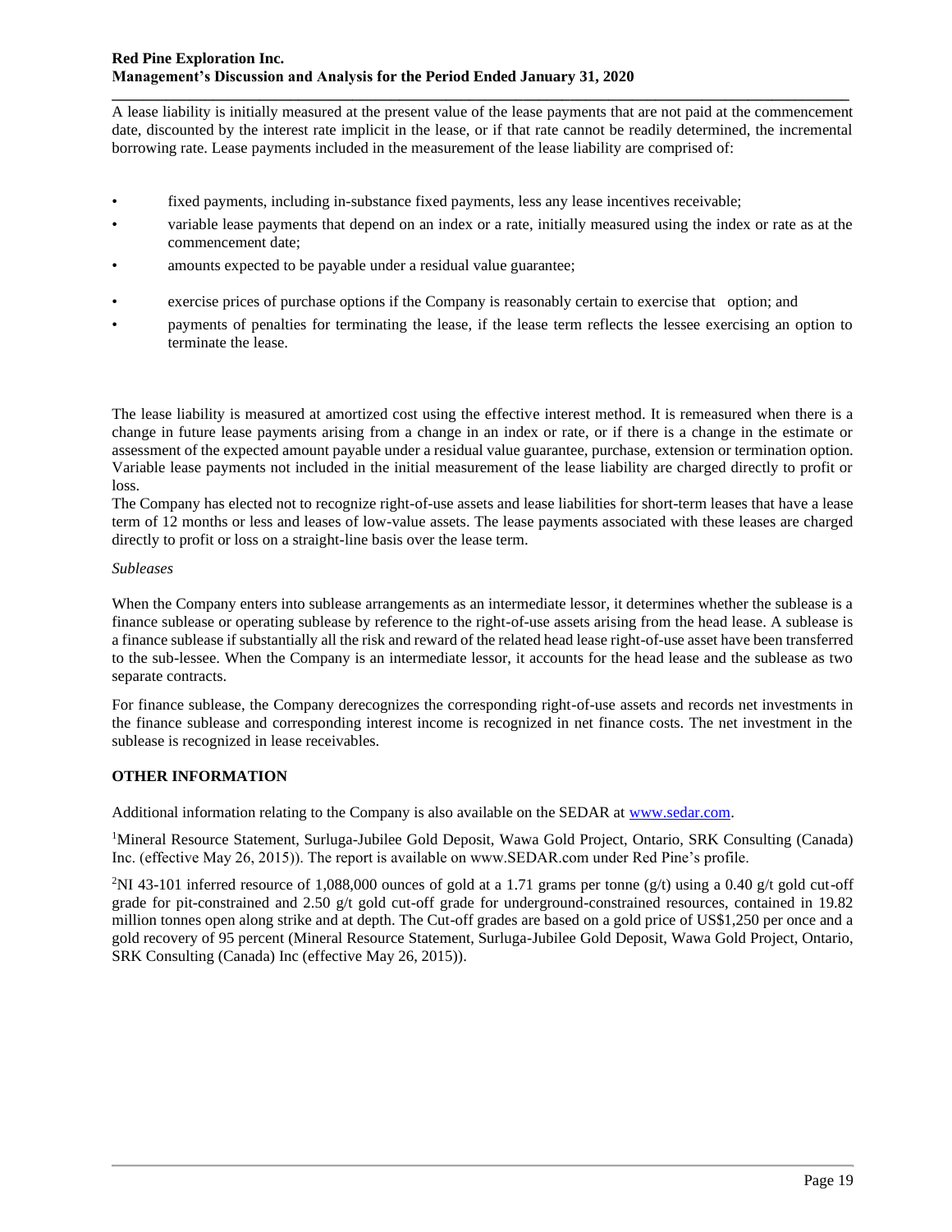A lease liability is initially measured at the present value of the lease payments that are not paid at the commencement date, discounted by the interest rate implicit in the lease, or if that rate cannot be readily determined, the incremental borrowing rate. Lease payments included in the measurement of the lease liability are comprised of:

- fixed payments, including in-substance fixed payments, less any lease incentives receivable;
- variable lease payments that depend on an index or a rate, initially measured using the index or rate as at the commencement date;
- amounts expected to be payable under a residual value guarantee;
- exercise prices of purchase options if the Company is reasonably certain to exercise that option; and
- payments of penalties for terminating the lease, if the lease term reflects the lessee exercising an option to terminate the lease.

The lease liability is measured at amortized cost using the effective interest method. It is remeasured when there is a change in future lease payments arising from a change in an index or rate, or if there is a change in the estimate or assessment of the expected amount payable under a residual value guarantee, purchase, extension or termination option. Variable lease payments not included in the initial measurement of the lease liability are charged directly to profit or loss.
The Company has elected not to recognize right-of-use assets and lease liabilities for short-term leases that have a lease term of 12 months or less and leases of low-value assets. The lease payments associated with these leases are charged directly to profit or loss on a straight-line basis over the lease term.

*Subleases*

When the Company enters into sublease arrangements as an intermediate lessor, it determines whether the sublease is a finance sublease or operating sublease by reference to the right-of-use assets arising from the head lease. A sublease is a finance sublease if substantially all the risk and reward of the related head lease right-of-use asset have been transferred to the sub-lessee. When the Company is an intermediate lessor, it accounts for the head lease and the sublease as two separate contracts.

For finance sublease, the Company derecognizes the corresponding right-of-use assets and records net investments in the finance sublease and corresponding interest income is recognized in net finance costs. The net investment in the sublease is recognized in lease receivables.

**OTHER INFORMATION**

Additional information relating to the Company is also available on the SEDAR at www.sedar.com.

[1]Mineral Resource Statement, Surluga-Jubilee Gold Deposit, Wawa Gold Project, Ontario, SRK Consulting (Canada) Inc. (effective May 26, 2015)). The report is available on www.SEDAR.com under Red Pine's profile.

[2]NI 43-101 inferred resource of 1,088,000 ounces of gold at a 1.71 grams per tonne (g/t) using a 0.40 g/t gold cut-off grade for pit-constrained and 2.50 g/t gold cut-off grade for underground-constrained resources, contained in 19.82 million tonnes open along strike and at depth. The Cut-off grades are based on a gold price of US$1,250 per once and a gold recovery of 95 percent (Mineral Resource Statement, Surluga-Jubilee Gold Deposit, Wawa Gold Project, Ontario, SRK Consulting (Canada) Inc (effective May 26, 2015)).